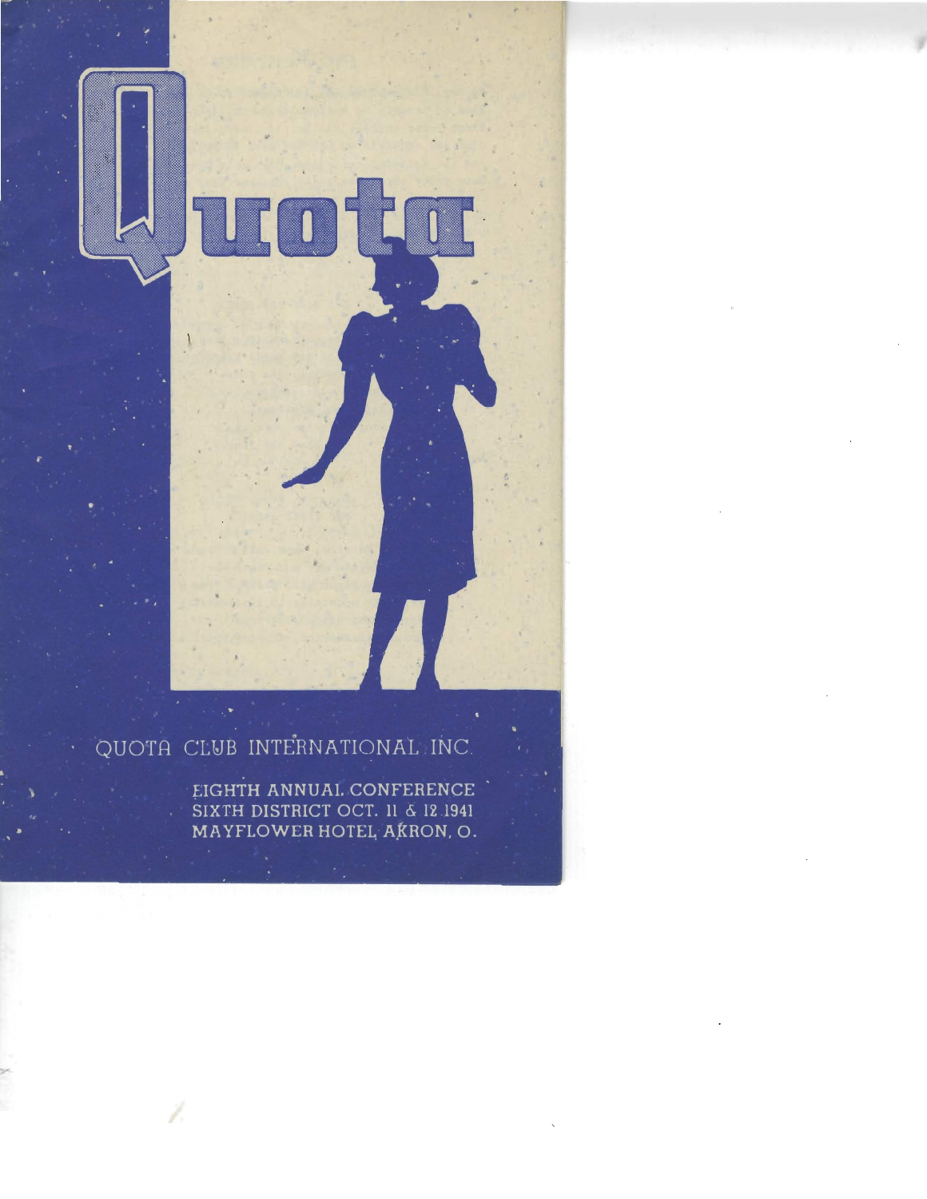# Quota

QUOTA CLUB INTERNATIONAL INC.

EIGHTH ANNUAL CONFERENCE
SIXTH DISTRICT OCT. 11 & 12 1941
MAYFLOWER HOTEL AKRON, O.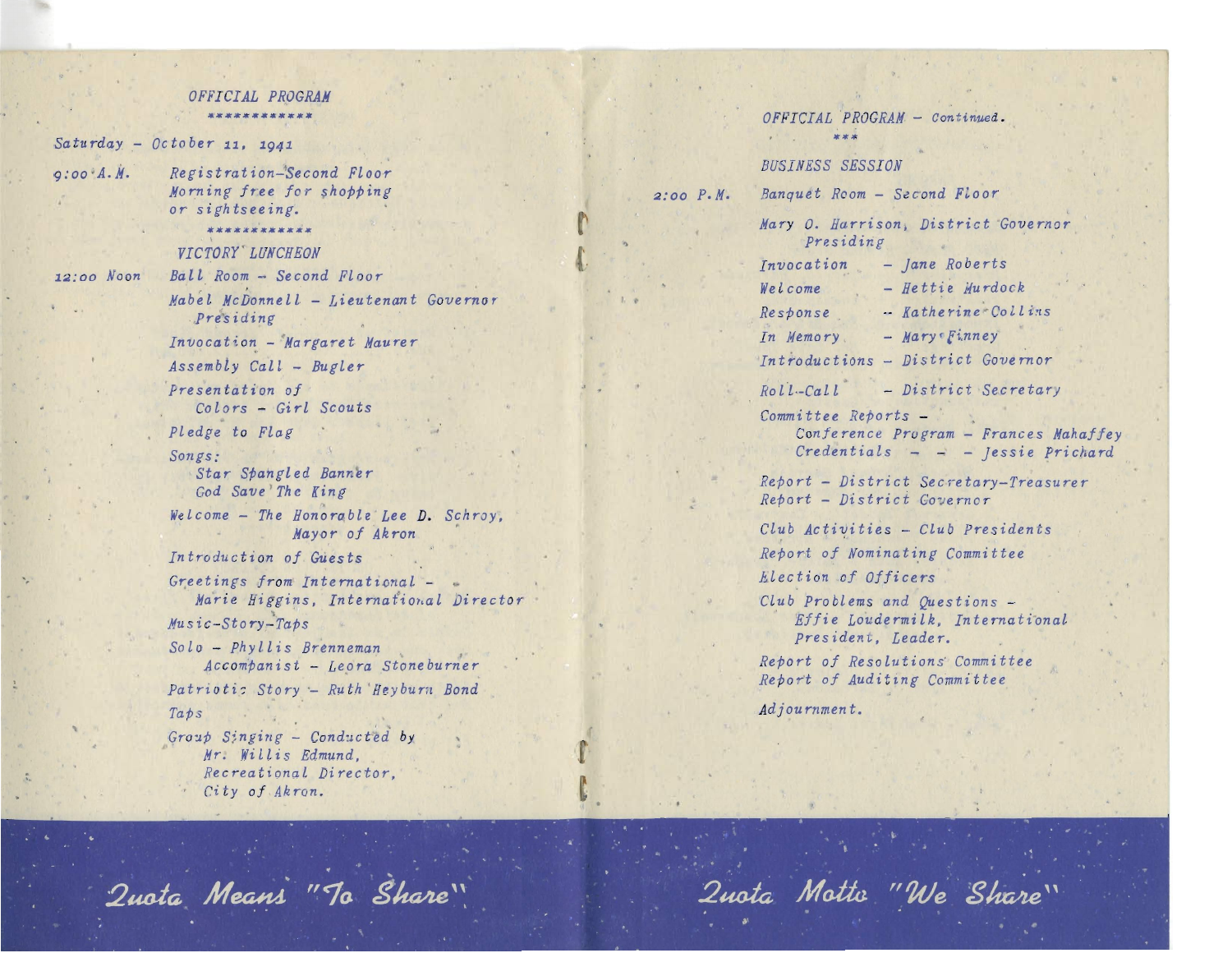## OFFICIAL PROGRAM

\*\*\*\*\*\*\*\*\*\*\*\*

Saturday - October 11, 1941

9:00 A.M. — Registration–Second Floor
Morning free for shopping or sightseeing.

\*\*\*\*\*\*\*\*\*\*\*\*

### VICTORY LUNCHEON

12:00 Noon — Ball Room – Second Floor

Mabel McDonnell – Lieutenant Governor
Presiding

Invocation – Margaret Maurer

Assembly Call – Bugler

Presentation of
Colors – Girl Scouts

Pledge to Flag

Songs:
Star Spangled Banner
God Save The King

Welcome – The Honorable Lee D. Schroy,
Mayor of Akron

Introduction of Guests

Greetings from International –
Marie Higgins, International Director

Music-Story-Taps

Solo – Phyllis Brenneman
Accompanist – Leora Stoneburner

Patriotic Story – Ruth Heyburn Bond

Taps

Group Singing – Conducted by
Mr. Willis Edmund,
Recreational Director,
City of Akron.

Quota Means "To Share"

## OFFICIAL PROGRAM – Continued.

\*\*\*

### BUSINESS SESSION

2:00 P.M. — Banquet Room – Second Floor

Mary O. Harrison, District Governor
Presiding

Invocation – Jane Roberts

Welcome – Hettie Murdock

Response – Katherine Collins

In Memory – Mary Finney

Introductions – District Governor

Roll-Call – District Secretary

Committee Reports –
Conference Program – Frances Mahaffey
Credentials – – – Jessie Prichard

Report – District Secretary-Treasurer
Report – District Governor

Club Activities – Club Presidents

Report of Nominating Committee

Election of Officers

Club Problems and Questions –
Effie Loudermilk, International
President, Leader.

Report of Resolutions Committee
Report of Auditing Committee

Adjournment.

Quota Motto "We Share"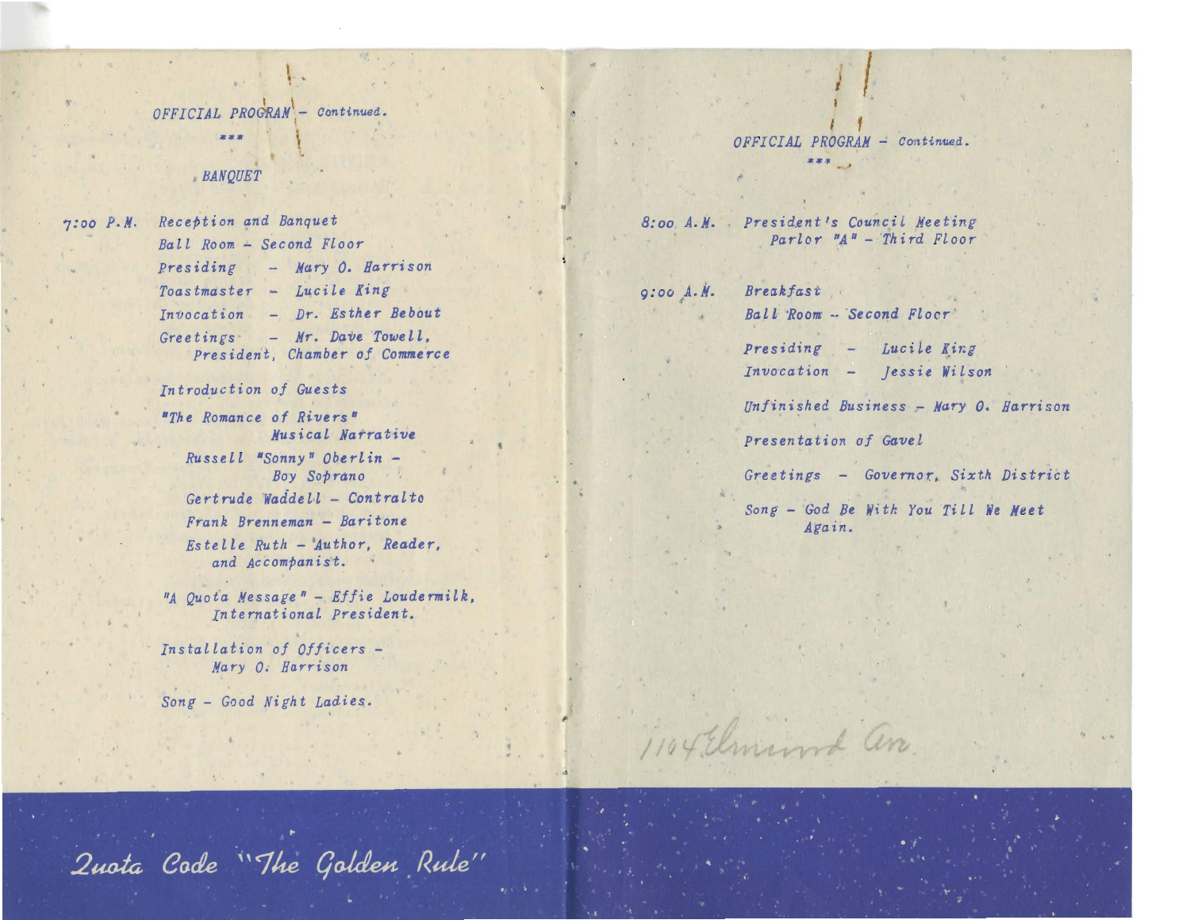OFFICIAL PROGRAM - Continued.

\*\*\*

## BANQUET

7:00 P.M. Reception and Banquet
Ball Room - Second Floor

Presiding - Mary O. Harrison
Toastmaster - Lucile King
Invocation - Dr. Esther Bebout
Greetings - Mr. Dave Towell, President, Chamber of Commerce

Introduction of Guests

"The Romance of Rivers"
Musical Narrative

Russell "Sonny" Oberlin - Boy Soprano
Gertrude Waddell - Contralto
Frank Brenneman - Baritone
Estelle Ruth - Author, Reader, and Accompanist.

"A Quota Message" - Effie Loudermilk, International President.

Installation of Officers - Mary O. Harrison

Song - Good Night Ladies.

Quota Code "The Golden Rule"

OFFICIAL PROGRAM - Continued.

\*\*\*

8:00 A.M. President's Council Meeting
Parlor "A" - Third Floor

9:00 A.M. Breakfast
Ball Room - Second Floor

Presiding - Lucile King
Invocation - Jessie Wilson

Unfinished Business - Mary O. Harrison

Presentation of Gavel

Greetings - Governor, Sixth District

Song - God Be With You Till We Meet Again.

1104 Elmwood Ave.